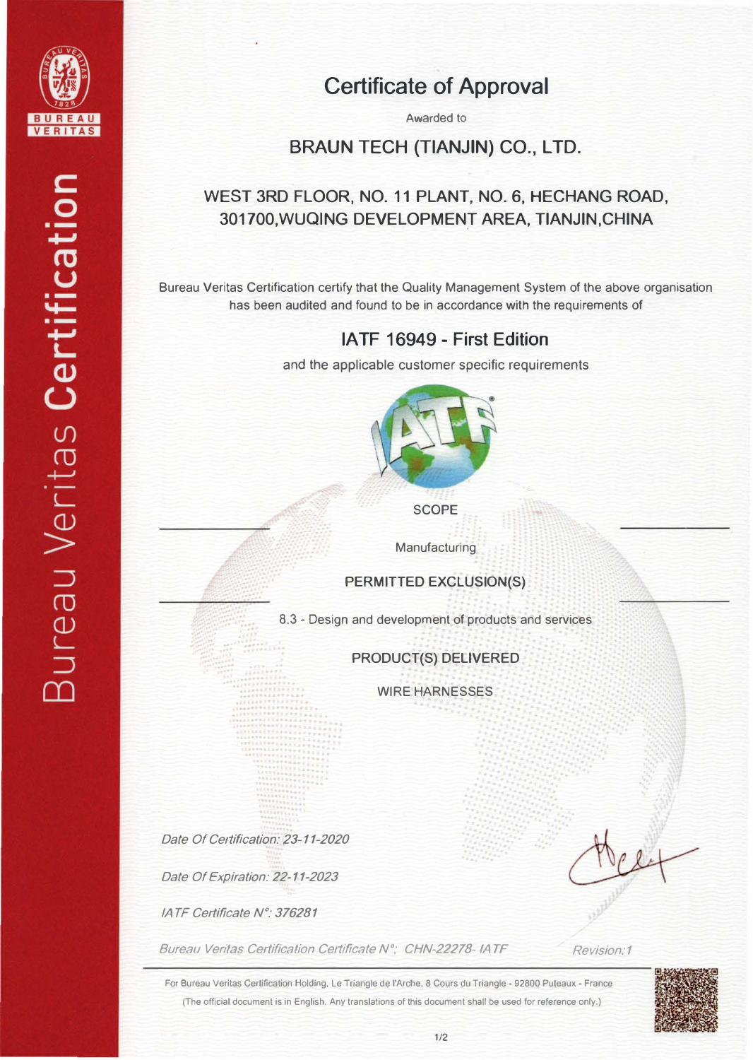Bureau Veritas Certification

# Certificate of Approval

Awarded to

## BRAUN TECH (TIANJIN) CO., LTD.

WEST 3RD FLOOR, NO. 11 PLANT, NO. 6, HECHANG ROAD, 301700,WUQING DEVELOPMENT AREA, TIANJIN,CHINA

Bureau Veritas Certification certify that the Quality Management System of the above organisation has been audited and found to be in accordance with the requirements of

## IATF 16949 - First Edition

and the applicable customer specific requirements

SCOPE

Manufacturing

PERMITTED EXCLUSION(S)

8.3 - Design and development of products and services

PRODUCT(S) DELIVERED

WIRE HARNESSES

*Date Of Certification: 23-11-2020*

*Date Of Expiration: 22-11-2023*

*IATF Certificate N°: 376281*

*Bureau Veritas Certification Certificate N°: CHN-22278- IATF*

*Revision:1*

For Bureau Veritas Certification Holding, Le Triangle de l'Arche, 8 Cours du Triangle - 92800 Puteaux - France

(The official document is in English. Any translations of this document shall be used for reference only.)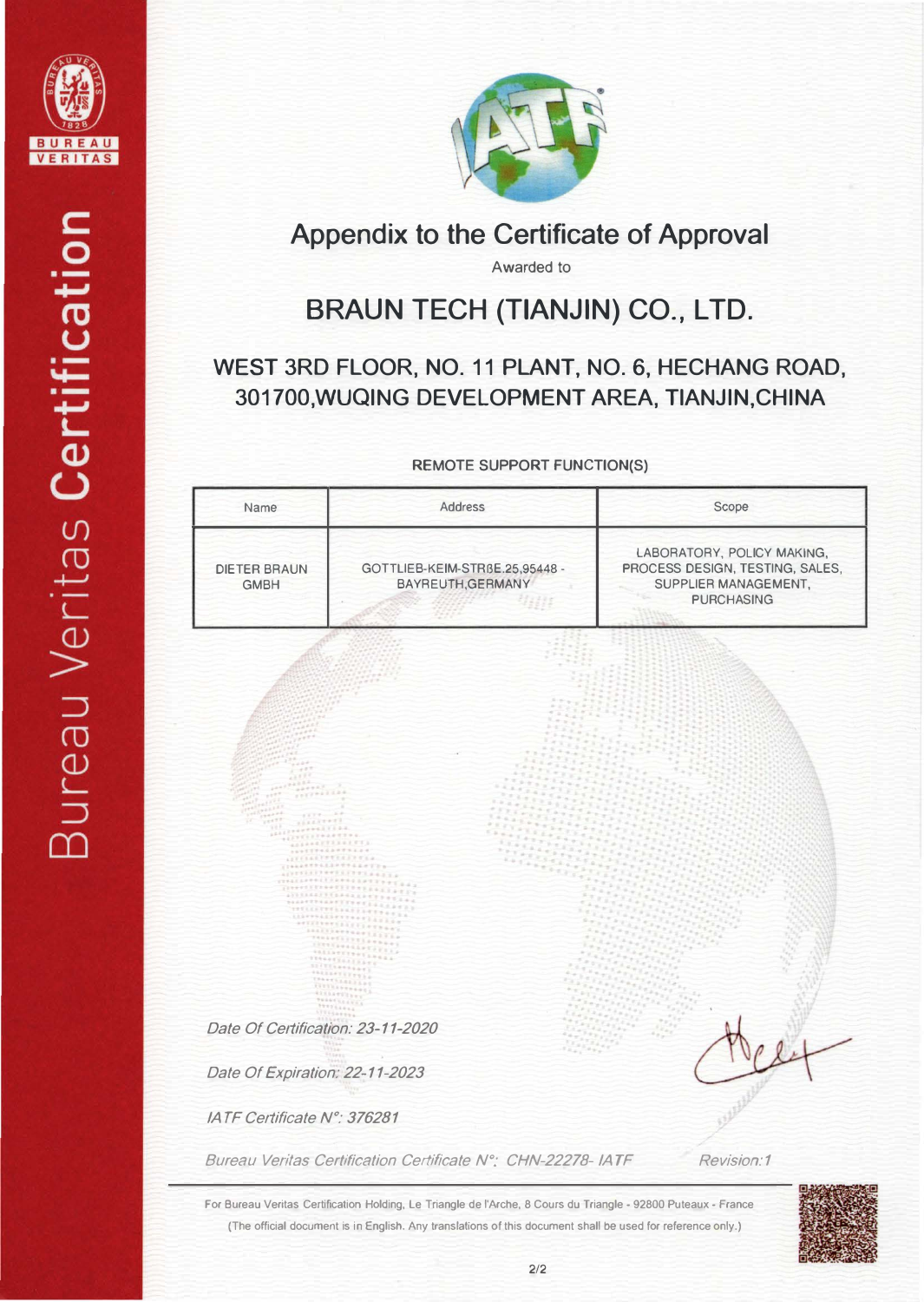Bureau Veritas Certification

# Appendix to the Certificate of Approval

Awarded to

## BRAUN TECH (TIANJIN) CO., LTD.

### WEST 3RD FLOOR, NO. 11 PLANT, NO. 6, HECHANG ROAD, 301700,WUQING DEVELOPMENT AREA, TIANJIN,CHINA

REMOTE SUPPORT FUNCTION(S)

| Name | Address | Scope |
|---|---|---|
| DIETER BRAUN GMBH | GOTTLIEB-KEIM-STRßE.25,95448 - BAYREUTH,GERMANY | LABORATORY, POLICY MAKING, PROCESS DESIGN, TESTING, SALES, SUPPLIER MANAGEMENT, PURCHASING |

*Date Of Certification: 23-11-2020*

*Date Of Expiration: 22-11-2023*

*IATF Certificate N°: 376281*

*Bureau Veritas Certification Certificate N°: CHN-22278- IATF* *Revision:1*

For Bureau Veritas Certification Holding, Le Triangle de l'Arche, 8 Cours du Triangle - 92800 Puteaux - France

(The official document is in English. Any translations of this document shall be used for reference only.)